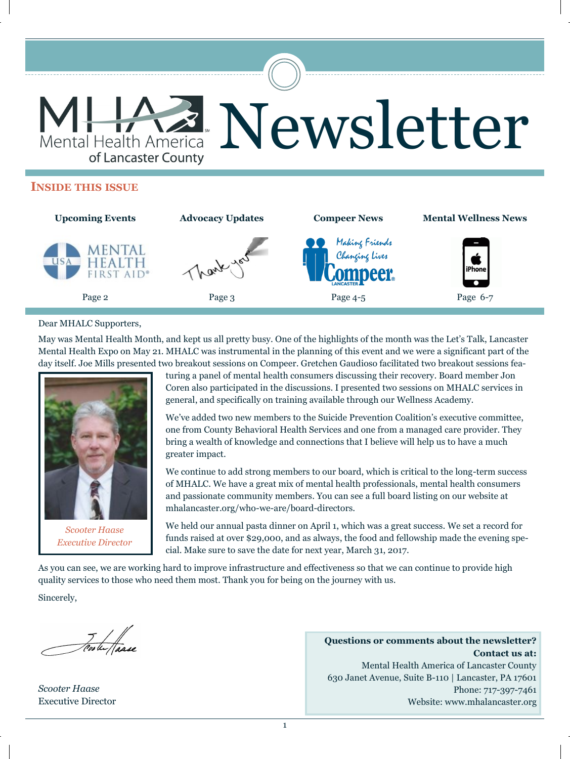# MHA Mental Health America of Lancaster County Newsletter

## Inside this issue

| Upcoming Events | Advocacy Updates | Compeer News | Mental Wellness News |
|---|---|---|---|
| Page 2 | Page 3 | Page 4-5 | Page 6-7 |

Dear MHALC Supporters,

May was Mental Health Month, and kept us all pretty busy. One of the highlights of the month was the Let's Talk, Lancaster Mental Health Expo on May 21. MHALC was instrumental in the planning of this event and we were a significant part of the day itself. Joe Mills presented two breakout sessions on Compeer. Gretchen Gaudioso facilitated two breakout sessions featuring a panel of mental health consumers discussing their recovery. Board member Jon Coren also participated in the discussions. I presented two sessions on MHALC services in general, and specifically on training available through our Wellness Academy.

*Scooter Haase*
*Executive Director*

We've added two new members to the Suicide Prevention Coalition's executive committee, one from County Behavioral Health Services and one from a managed care provider. They bring a wealth of knowledge and connections that I believe will help us to have a much greater impact.

We continue to add strong members to our board, which is critical to the long-term success of MHALC. We have a great mix of mental health professionals, mental health consumers and passionate community members. You can see a full board listing on our website at mhalancaster.org/who-we-are/board-directors.

We held our annual pasta dinner on April 1, which was a great success. We set a record for funds raised at over $29,000, and as always, the food and fellowship made the evening special. Make sure to save the date for next year, March 31, 2017.

As you can see, we are working hard to improve infrastructure and effectiveness so that we can continue to provide high quality services to those who need them most. Thank you for being on the journey with us.

Sincerely,

*Scooter Haase*
Executive Director

**Questions or comments about the newsletter? Contact us at:**
Mental Health America of Lancaster County
630 Janet Avenue, Suite B-110 | Lancaster, PA 17601
Phone: 717-397-7461
Website: www.mhalancaster.org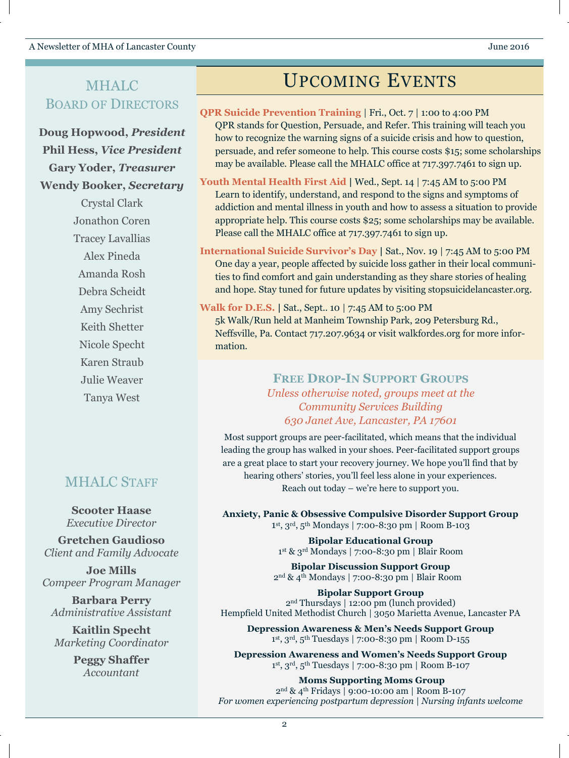## MHALC Board of Directors

**Doug Hopwood, *President***
**Phil Hess, *Vice President***
**Gary Yoder, *Treasurer***
**Wendy Booker, *Secretary***

Crystal Clark
Jonathon Coren
Tracey Lavallias
Alex Pineda
Amanda Rosh
Debra Scheidt
Amy Sechrist
Keith Shetter
Nicole Specht
Karen Straub
Julie Weaver
Tanya West

## MHALC Staff

**Scooter Haase**
*Executive Director*

**Gretchen Gaudioso**
*Client and Family Advocate*

**Joe Mills**
*Compeer Program Manager*

**Barbara Perry**
*Administrative Assistant*

**Kaitlin Specht**
*Marketing Coordinator*

**Peggy Shaffer**
*Accountant*

# Upcoming Events

**QPR Suicide Prevention Training** | Fri., Oct. 7 | 1:00 to 4:00 PM
QPR stands for Question, Persuade, and Refer. This training will teach you how to recognize the warning signs of a suicide crisis and how to question, persuade, and refer someone to help. This course costs $15; some scholarships may be available. Please call the MHALC office at 717.397.7461 to sign up.

**Youth Mental Health First Aid** | Wed., Sept. 14 | 7:45 AM to 5:00 PM
Learn to identify, understand, and respond to the signs and symptoms of addiction and mental illness in youth and how to assess a situation to provide appropriate help. This course costs $25; some scholarships may be available. Please call the MHALC office at 717.397.7461 to sign up.

**International Suicide Survivor's Day** | Sat., Nov. 19 | 7:45 AM to 5:00 PM
One day a year, people affected by suicide loss gather in their local communities to find comfort and gain understanding as they share stories of healing and hope. Stay tuned for future updates by visiting stopsuicidelancaster.org.

**Walk for D.E.S.** | Sat., Sept.. 10 | 7:45 AM to 5:00 PM
5k Walk/Run held at Manheim Township Park, 209 Petersburg Rd., Neffsville, Pa. Contact 717.207.9634 or visit walkfordes.org for more information.

## Free Drop-In Support Groups

*Unless otherwise noted, groups meet at the Community Services Building 630 Janet Ave, Lancaster, PA 17601*

Most support groups are peer-facilitated, which means that the individual leading the group has walked in your shoes. Peer-facilitated support groups are a great place to start your recovery journey. We hope you'll find that by hearing others' stories, you'll feel less alone in your experiences. Reach out today – we're here to support you.

**Anxiety, Panic & Obsessive Compulsive Disorder Support Group**
1st, 3rd, 5th Mondays | 7:00-8:30 pm | Room B-103

**Bipolar Educational Group**
1st & 3rd Mondays | 7:00-8:30 pm | Blair Room

**Bipolar Discussion Support Group**
2nd & 4th Mondays | 7:00-8:30 pm | Blair Room

**Bipolar Support Group**
2nd Thursdays | 12:00 pm (lunch provided)
Hempfield United Methodist Church | 3050 Marietta Avenue, Lancaster PA

**Depression Awareness & Men's Needs Support Group**
1st, 3rd, 5th Tuesdays | 7:00-8:30 pm | Room D-155

**Depression Awareness and Women's Needs Support Group**
1st, 3rd, 5th Tuesdays | 7:00-8:30 pm | Room B-107

**Moms Supporting Moms Group**
2nd & 4th Fridays | 9:00-10:00 am | Room B-107
*For women experiencing postpartum depression | Nursing infants welcome*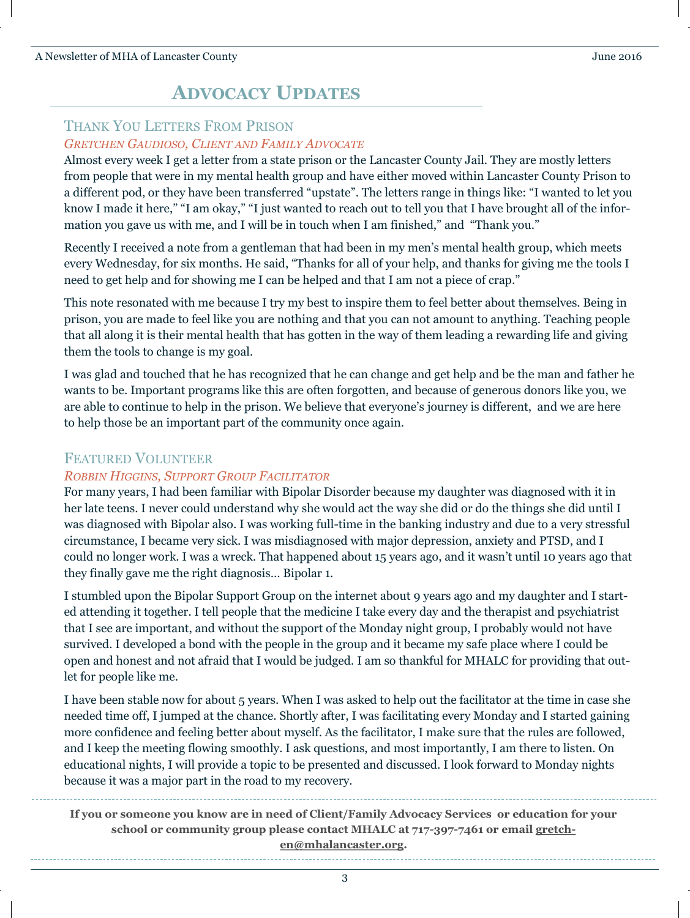# ADVOCACY UPDATES

## THANK YOU LETTERS FROM PRISON

*GRETCHEN GAUDIOSO, CLIENT AND FAMILY ADVOCATE*

Almost every week I get a letter from a state prison or the Lancaster County Jail. They are mostly letters from people that were in my mental health group and have either moved within Lancaster County Prison to a different pod, or they have been transferred "upstate". The letters range in things like: "I wanted to let you know I made it here," "I am okay," "I just wanted to reach out to tell you that I have brought all of the information you gave us with me, and I will be in touch when I am finished," and "Thank you."

Recently I received a note from a gentleman that had been in my men's mental health group, which meets every Wednesday, for six months. He said, "Thanks for all of your help, and thanks for giving me the tools I need to get help and for showing me I can be helped and that I am not a piece of crap."

This note resonated with me because I try my best to inspire them to feel better about themselves. Being in prison, you are made to feel like you are nothing and that you can not amount to anything. Teaching people that all along it is their mental health that has gotten in the way of them leading a rewarding life and giving them the tools to change is my goal.

I was glad and touched that he has recognized that he can change and get help and be the man and father he wants to be. Important programs like this are often forgotten, and because of generous donors like you, we are able to continue to help in the prison. We believe that everyone's journey is different, and we are here to help those be an important part of the community once again.

## FEATURED VOLUNTEER

*ROBBIN HIGGINS, SUPPORT GROUP FACILITATOR*

For many years, I had been familiar with Bipolar Disorder because my daughter was diagnosed with it in her late teens. I never could understand why she would act the way she did or do the things she did until I was diagnosed with Bipolar also. I was working full-time in the banking industry and due to a very stressful circumstance, I became very sick. I was misdiagnosed with major depression, anxiety and PTSD, and I could no longer work. I was a wreck. That happened about 15 years ago, and it wasn't until 10 years ago that they finally gave me the right diagnosis… Bipolar 1.

I stumbled upon the Bipolar Support Group on the internet about 9 years ago and my daughter and I started attending it together. I tell people that the medicine I take every day and the therapist and psychiatrist that I see are important, and without the support of the Monday night group, I probably would not have survived. I developed a bond with the people in the group and it became my safe place where I could be open and honest and not afraid that I would be judged. I am so thankful for MHALC for providing that outlet for people like me.

I have been stable now for about 5 years. When I was asked to help out the facilitator at the time in case she needed time off, I jumped at the chance. Shortly after, I was facilitating every Monday and I started gaining more confidence and feeling better about myself. As the facilitator, I make sure that the rules are followed, and I keep the meeting flowing smoothly. I ask questions, and most importantly, I am there to listen. On educational nights, I will provide a topic to be presented and discussed. I look forward to Monday nights because it was a major part in the road to my recovery.

---

**If you or someone you know are in need of Client/Family Advocacy Services or education for your school or community group please contact MHALC at 717-397-7461 or email gretchen@mhalancaster.org.**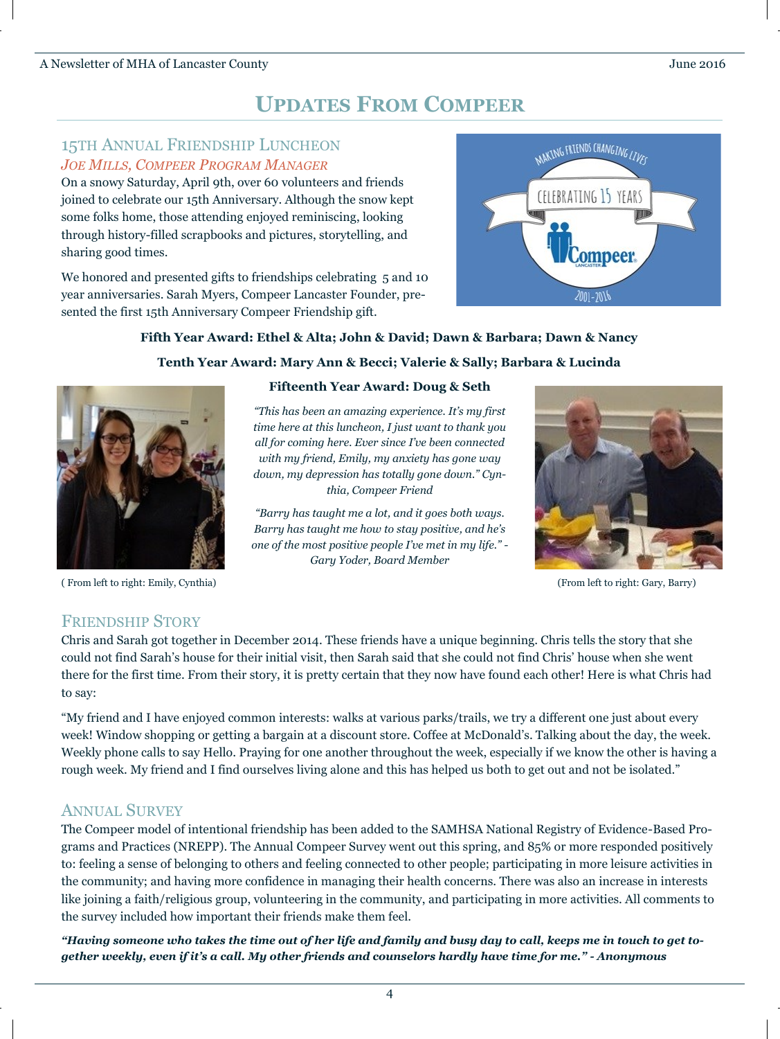# Updates From Compeer

## 15th Annual Friendship Luncheon

*Joe Mills, Compeer Program Manager*

On a snowy Saturday, April 9th, over 60 volunteers and friends joined to celebrate our 15th Anniversary. Although the snow kept some folks home, those attending enjoyed reminiscing, looking through history-filled scrapbooks and pictures, storytelling, and sharing good times.

We honored and presented gifts to friendships celebrating 5 and 10 year anniversaries. Sarah Myers, Compeer Lancaster Founder, presented the first 15th Anniversary Compeer Friendship gift.

**Fifth Year Award: Ethel & Alta; John & David; Dawn & Barbara; Dawn & Nancy**

**Tenth Year Award: Mary Ann & Becci; Valerie & Sally; Barbara & Lucinda**

**Fifteenth Year Award: Doug & Seth**

*"This has been an amazing experience. It's my first time here at this luncheon, I just want to thank you all for coming here. Ever since I've been connected with my friend, Emily, my anxiety has gone way down, my depression has totally gone down." Cynthia, Compeer Friend*

*"Barry has taught me a lot, and it goes both ways. Barry has taught me how to stay positive, and he's one of the most positive people I've met in my life." - Gary Yoder, Board Member*

( From left to right: Emily, Cynthia)

(From left to right: Gary, Barry)

## Friendship Story

Chris and Sarah got together in December 2014. These friends have a unique beginning. Chris tells the story that she could not find Sarah's house for their initial visit, then Sarah said that she could not find Chris' house when she went there for the first time. From their story, it is pretty certain that they now have found each other! Here is what Chris had to say:

"My friend and I have enjoyed common interests: walks at various parks/trails, we try a different one just about every week! Window shopping or getting a bargain at a discount store. Coffee at McDonald's. Talking about the day, the week. Weekly phone calls to say Hello. Praying for one another throughout the week, especially if we know the other is having a rough week. My friend and I find ourselves living alone and this has helped us both to get out and not be isolated."

## Annual Survey

The Compeer model of intentional friendship has been added to the SAMHSA National Registry of Evidence-Based Programs and Practices (NREPP). The Annual Compeer Survey went out this spring, and 85% or more responded positively to: feeling a sense of belonging to others and feeling connected to other people; participating in more leisure activities in the community; and having more confidence in managing their health concerns. There was also an increase in interests like joining a faith/religious group, volunteering in the community, and participating in more activities. All comments to the survey included how important their friends make them feel.

***"Having someone who takes the time out of her life and family and busy day to call, keeps me in touch to get together weekly, even if it's a call. My other friends and counselors hardly have time for me." - Anonymous***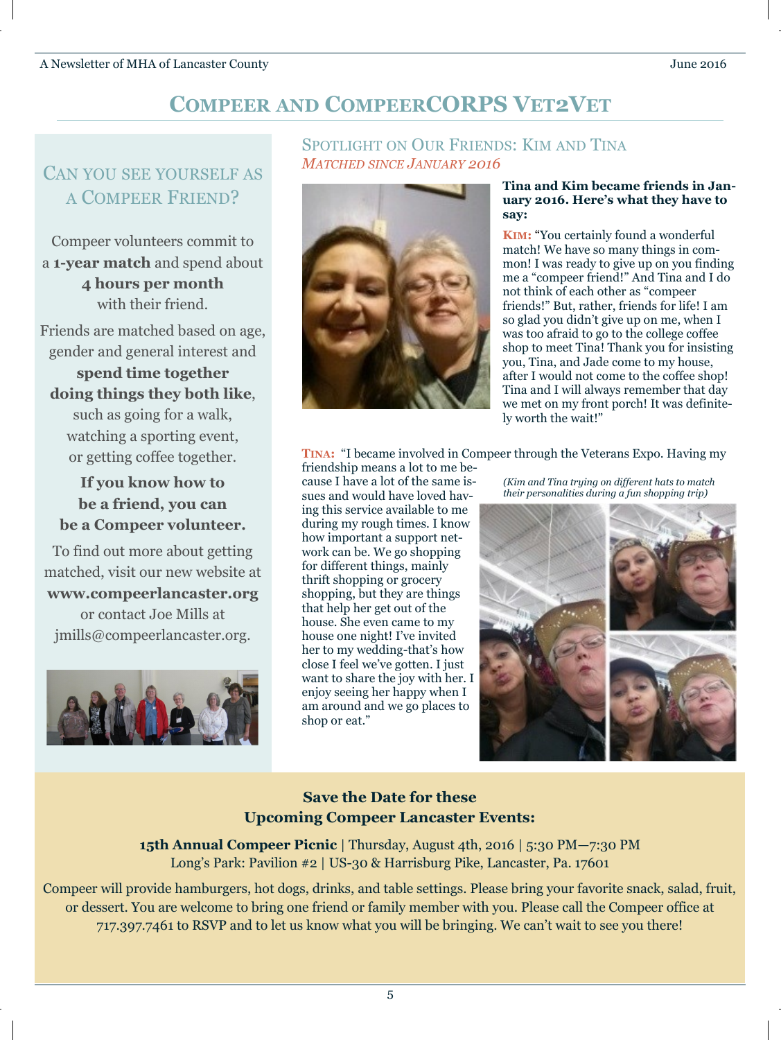# Compeer and CompeerCORPS Vet2Vet

## Can You See Yourself as a Compeer Friend?

Compeer volunteers commit to a **1-year match** and spend about **4 hours per month** with their friend.

Friends are matched based on age, gender and general interest and **spend time together doing things they both like**, such as going for a walk, watching a sporting event, or getting coffee together.

**If you know how to be a friend, you can be a Compeer volunteer.**

To find out more about getting matched, visit our new website at **www.compeerlancaster.org** or contact Joe Mills at jmills@compeerlancaster.org.

## Spotlight on Our Friends: Kim and Tina

*Matched since January 2016*

**Tina and Kim became friends in January 2016. Here's what they have to say:**

**KIM:** "You certainly found a wonderful match! We have so many things in common! I was ready to give up on you finding me a "compeer friend!" And Tina and I do not think of each other as "compeer friends!" But, rather, friends for life! I am so glad you didn't give up on me, when I was too afraid to go to the college coffee shop to meet Tina! Thank you for insisting you, Tina, and Jade come to my house, after I would not come to the coffee shop! Tina and I will always remember that day we met on my front porch! It was definitely worth the wait!"

**TINA:** "I became involved in Compeer through the Veterans Expo. Having my friendship means a lot to me because I have a lot of the same issues and would have loved having this service available to me during my rough times. I know how important a support network can be. We go shopping for different things, mainly thrift shopping or grocery shopping, but they are things that help her get out of the house. She even came to my house one night! I've invited her to my wedding-that's how close I feel we've gotten. I just want to share the joy with her. I enjoy seeing her happy when I am around and we go places to shop or eat."

*(Kim and Tina trying on different hats to match their personalities during a fun shopping trip)*

**Save the Date for these Upcoming Compeer Lancaster Events:**

**15th Annual Compeer Picnic** | Thursday, August 4th, 2016 | 5:30 PM—7:30 PM
Long's Park: Pavilion #2 | US-30 & Harrisburg Pike, Lancaster, Pa. 17601

Compeer will provide hamburgers, hot dogs, drinks, and table settings. Please bring your favorite snack, salad, fruit, or dessert. You are welcome to bring one friend or family member with you. Please call the Compeer office at 717.397.7461 to RSVP and to let us know what you will be bringing. We can't wait to see you there!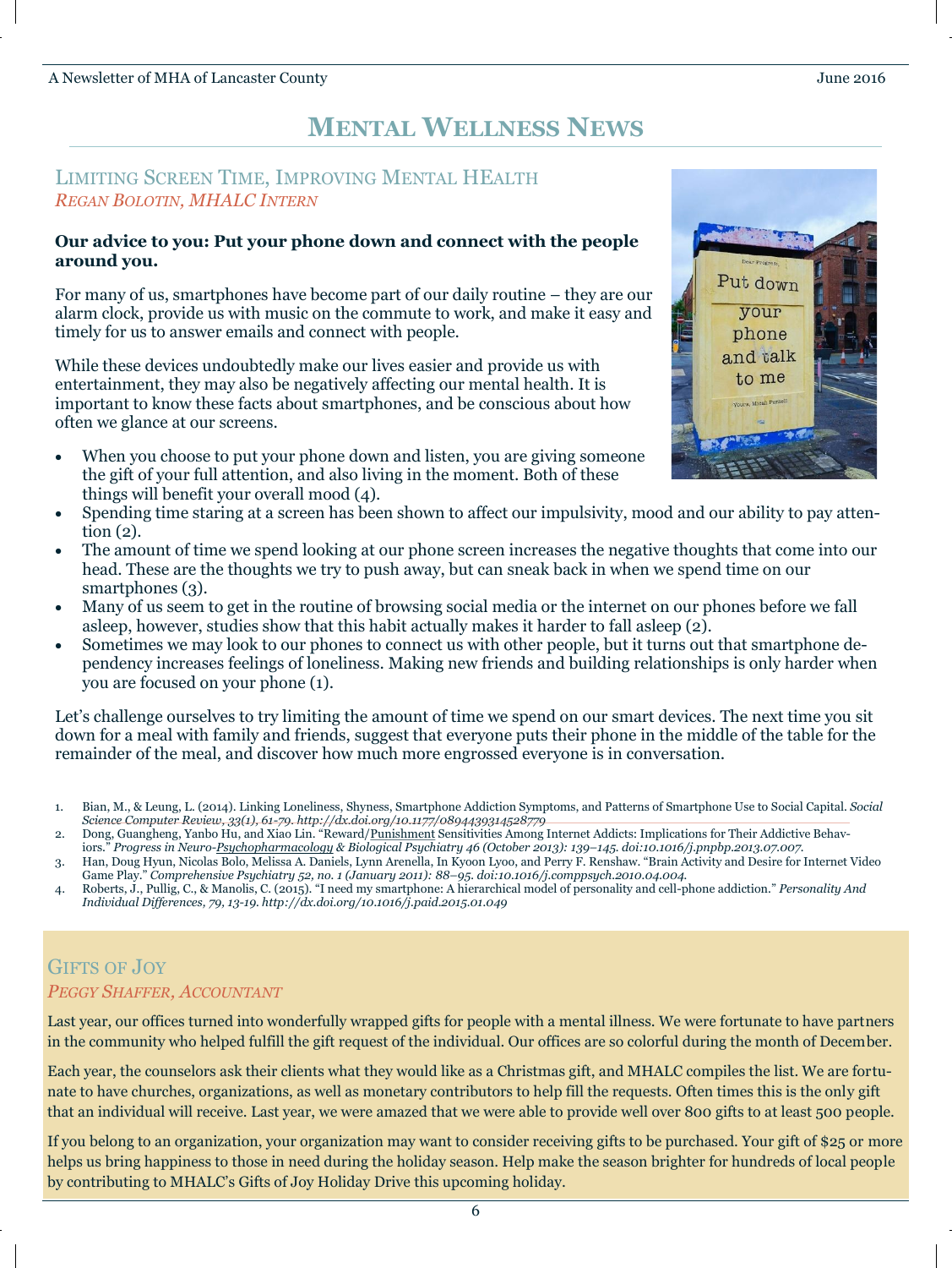# Mental Wellness News

## Limiting Screen Time, Improving Mental HEalth

*Regan Bolotin, MHALC Intern*

**Our advice to you: Put your phone down and connect with the people around you.**

For many of us, smartphones have become part of our daily routine – they are our alarm clock, provide us with music on the commute to work, and make it easy and timely for us to answer emails and connect with people.

While these devices undoubtedly make our lives easier and provide us with entertainment, they may also be negatively affecting our mental health. It is important to know these facts about smartphones, and be conscious about how often we glance at our screens.

- When you choose to put your phone down and listen, you are giving someone the gift of your full attention, and also living in the moment. Both of these things will benefit your overall mood (4).
- Spending time staring at a screen has been shown to affect our impulsivity, mood and our ability to pay attention (2).
- The amount of time we spend looking at our phone screen increases the negative thoughts that come into our head. These are the thoughts we try to push away, but can sneak back in when we spend time on our smartphones (3).
- Many of us seem to get in the routine of browsing social media or the internet on our phones before we fall asleep, however, studies show that this habit actually makes it harder to fall asleep (2).
- Sometimes we may look to our phones to connect us with other people, but it turns out that smartphone dependency increases feelings of loneliness. Making new friends and building relationships is only harder when you are focused on your phone (1).

Let's challenge ourselves to try limiting the amount of time we spend on our smart devices. The next time you sit down for a meal with family and friends, suggest that everyone puts their phone in the middle of the table for the remainder of the meal, and discover how much more engrossed everyone is in conversation.

1. Bian, M., & Leung, L. (2014). Linking Loneliness, Shyness, Smartphone Addiction Symptoms, and Patterns of Smartphone Use to Social Capital. *Social Science Computer Review, 33(1), 61-79. http://dx.doi.org/10.1177/0894439314528779*
2. Dong, Guangheng, Yanbo Hu, and Xiao Lin. "Reward/Punishment Sensitivities Among Internet Addicts: Implications for Their Addictive Behaviors." *Progress in Neuro-Psychopharmacology & Biological Psychiatry 46 (October 2013): 139–145. doi:10.1016/j.pnpbp.2013.07.007.*
3. Han, Doug Hyun, Nicolas Bolo, Melissa A. Daniels, Lynn Arenella, In Kyoon Lyoo, and Perry F. Renshaw. "Brain Activity and Desire for Internet Video Game Play." *Comprehensive Psychiatry 52, no. 1 (January 2011): 88–95. doi:10.1016/j.comppsych.2010.04.004.*
4. Roberts, J., Pullig, C., & Manolis, C. (2015). "I need my smartphone: A hierarchical model of personality and cell-phone addiction." *Personality And Individual Differences, 79, 13-19. http://dx.doi.org/10.1016/j.paid.2015.01.049*

## Gifts of Joy

*Peggy Shaffer, Accountant*

Last year, our offices turned into wonderfully wrapped gifts for people with a mental illness. We were fortunate to have partners in the community who helped fulfill the gift request of the individual. Our offices are so colorful during the month of December.

Each year, the counselors ask their clients what they would like as a Christmas gift, and MHALC compiles the list. We are fortunate to have churches, organizations, as well as monetary contributors to help fill the requests. Often times this is the only gift that an individual will receive. Last year, we were amazed that we were able to provide well over 800 gifts to at least 500 people.

If you belong to an organization, your organization may want to consider receiving gifts to be purchased. Your gift of $25 or more helps us bring happiness to those in need during the holiday season. Help make the season brighter for hundreds of local people by contributing to MHALC's Gifts of Joy Holiday Drive this upcoming holiday.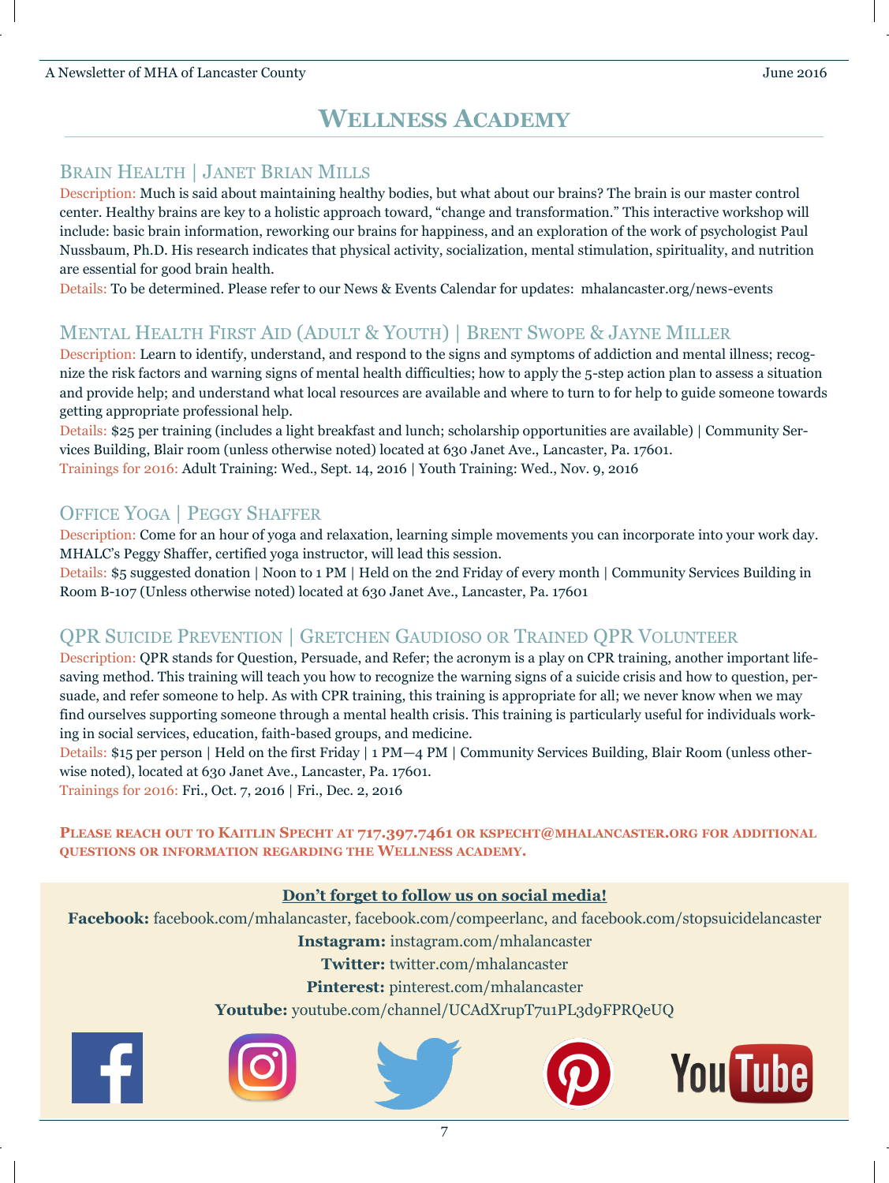# Wellness Academy

## Brain Health | Janet Brian Mills

Description: Much is said about maintaining healthy bodies, but what about our brains? The brain is our master control center. Healthy brains are key to a holistic approach toward, "change and transformation." This interactive workshop will include: basic brain information, reworking our brains for happiness, and an exploration of the work of psychologist Paul Nussbaum, Ph.D. His research indicates that physical activity, socialization, mental stimulation, spirituality, and nutrition are essential for good brain health.

Details: To be determined. Please refer to our News & Events Calendar for updates: mhalancaster.org/news-events

## Mental Health First Aid (Adult & Youth) | Brent Swope & Jayne Miller

Description: Learn to identify, understand, and respond to the signs and symptoms of addiction and mental illness; recognize the risk factors and warning signs of mental health difficulties; how to apply the 5-step action plan to assess a situation and provide help; and understand what local resources are available and where to turn to for help to guide someone towards getting appropriate professional help.

Details: $25 per training (includes a light breakfast and lunch; scholarship opportunities are available) | Community Services Building, Blair room (unless otherwise noted) located at 630 Janet Ave., Lancaster, Pa. 17601.

Trainings for 2016: Adult Training: Wed., Sept. 14, 2016 | Youth Training: Wed., Nov. 9, 2016

## Office Yoga | Peggy Shaffer

Description: Come for an hour of yoga and relaxation, learning simple movements you can incorporate into your work day. MHALC's Peggy Shaffer, certified yoga instructor, will lead this session.

Details: $5 suggested donation | Noon to 1 PM | Held on the 2nd Friday of every month | Community Services Building in Room B-107 (Unless otherwise noted) located at 630 Janet Ave., Lancaster, Pa. 17601

## QPR Suicide Prevention | Gretchen Gaudioso or Trained QPR Volunteer

Description: QPR stands for Question, Persuade, and Refer; the acronym is a play on CPR training, another important lifesaving method. This training will teach you how to recognize the warning signs of a suicide crisis and how to question, persuade, and refer someone to help. As with CPR training, this training is appropriate for all; we never know when we may find ourselves supporting someone through a mental health crisis. This training is particularly useful for individuals working in social services, education, faith-based groups, and medicine.

Details: $15 per person | Held on the first Friday | 1 PM—4 PM | Community Services Building, Blair Room (unless otherwise noted), located at 630 Janet Ave., Lancaster, Pa. 17601.

Trainings for 2016: Fri., Oct. 7, 2016 | Fri., Dec. 2, 2016

**Please reach out to Kaitlin Specht at 717.397.7461 or kspecht@mhalancaster.org for additional questions or information regarding the Wellness Academy.**

**Don't forget to follow us on social media!**

**Facebook:** facebook.com/mhalancaster, facebook.com/compeerlanc, and facebook.com/stopsuicidelancaster

**Instagram:** instagram.com/mhalancaster

**Twitter:** twitter.com/mhalancaster

**Pinterest:** pinterest.com/mhalancaster

**Youtube:** youtube.com/channel/UCAdXrupT7u1PL3d9FPRQeUQ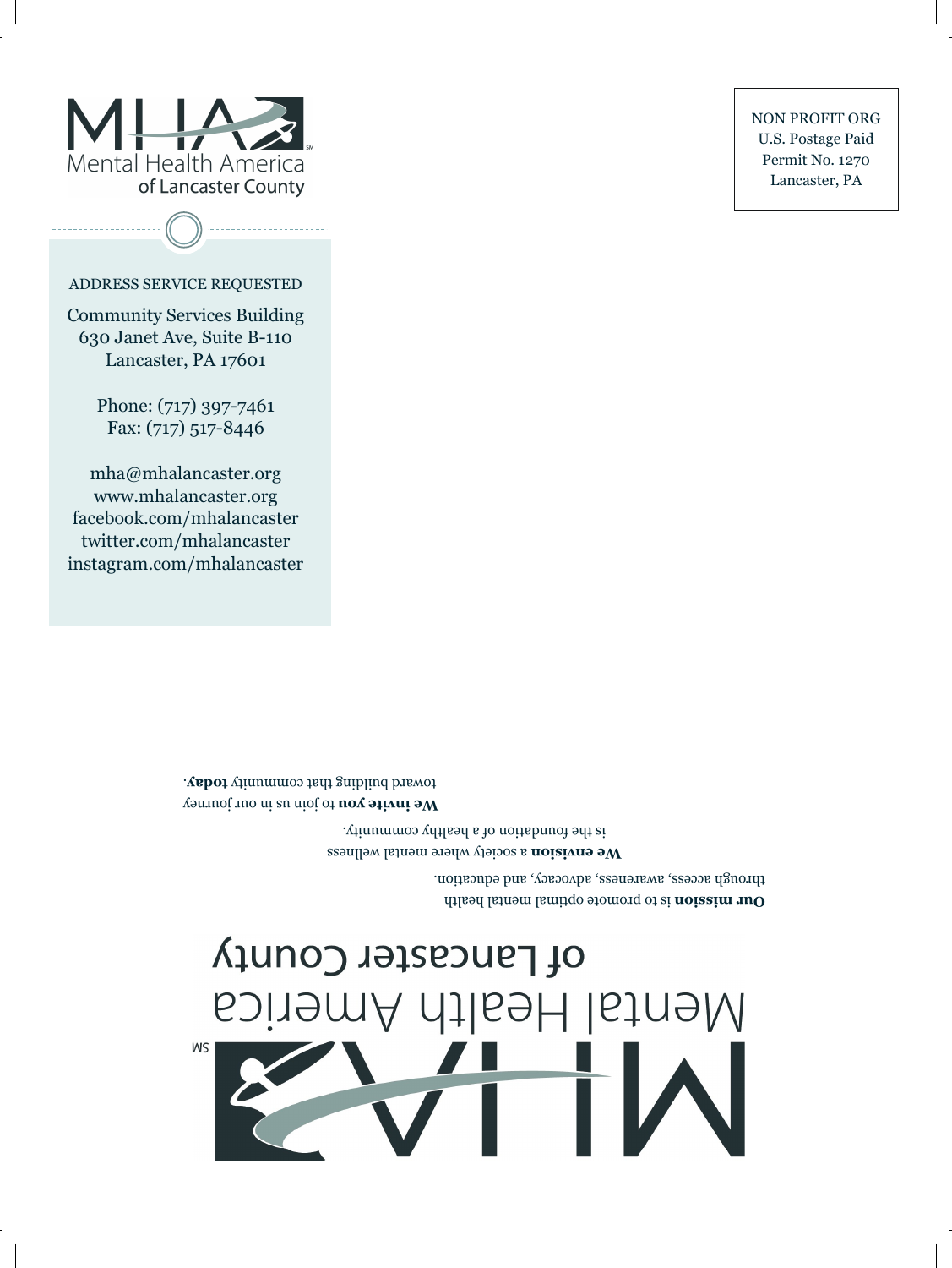MHA Mental Health America of Lancaster County

NON PROFIT ORG
U.S. Postage Paid
Permit No. 1270
Lancaster, PA

ADDRESS SERVICE REQUESTED

Community Services Building
630 Janet Ave, Suite B-110
Lancaster, PA 17601

Phone: (717) 397-7461
Fax: (717) 517-8446

mha@mhalancaster.org
www.mhalancaster.org
facebook.com/mhalancaster
twitter.com/mhalancaster
instagram.com/mhalancaster

**Our mission** is to promote optimal mental health through access, awareness, advocacy, and education.

**We envision** a society where mental wellness is the foundation of a healthy community.

**We invite you** to join us in our journey toward building that community **today**.

MHA Mental Health America of Lancaster County